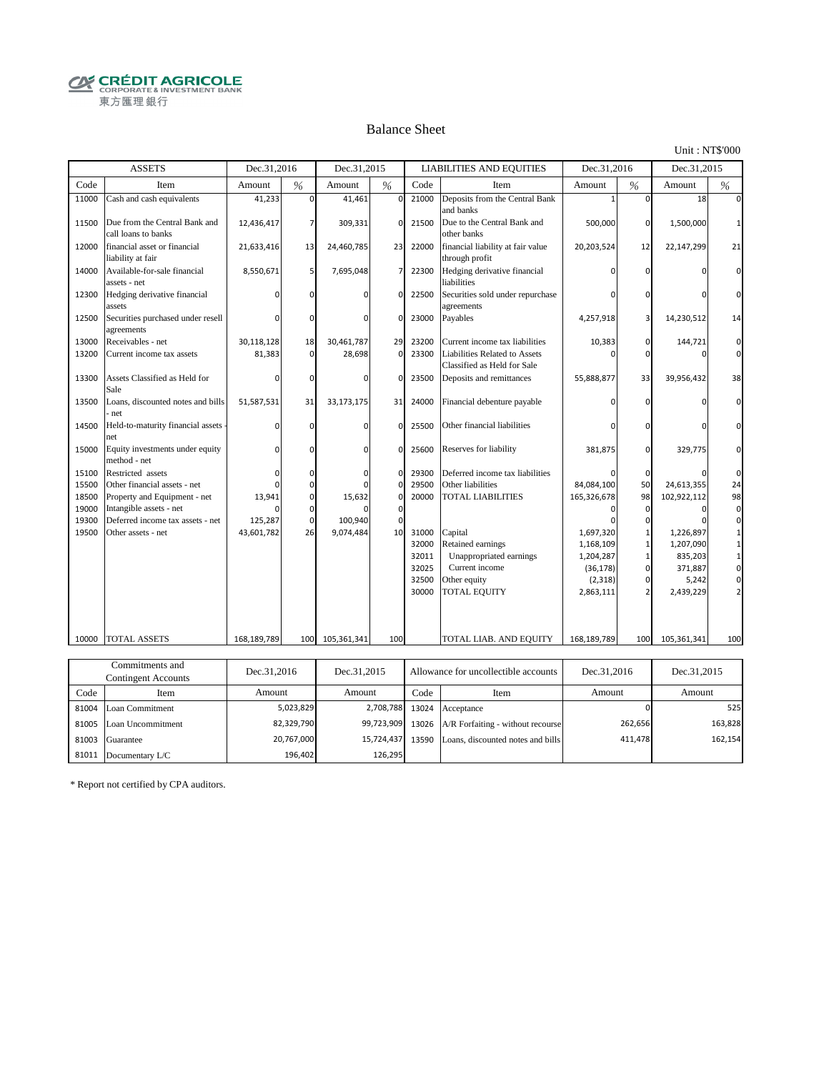CRÉDIT AGRICOLE
CORPORATE & INVESTMENT BANK
東方匯理銀行

# Balance Sheet

Unit : NT$'000

| ASSETS | | Dec.31,2016 | | Dec.31,2015 | | LIABILITIES AND EQUITIES | | Dec.31,2016 | | Dec.31,2015 | |
|---|---|---|---|---|---|---|---|---|---|---|---|
| Code | Item | Amount | % | Amount | % | Code | Item | Amount | % | Amount | % |
| 11000 | Cash and cash equivalents | 41,233 | 0 | 41,461 | 0 | 21000 | Deposits from the Central Bank and banks | 1 | 0 | 18 | 0 |
| 11500 | Due from the Central Bank and call loans to banks | 12,436,417 | 7 | 309,331 | 0 | 21500 | Due to the Central Bank and other banks | 500,000 | 0 | 1,500,000 | 1 |
| 12000 | financial asset or financial liability at fair | 21,633,416 | 13 | 24,460,785 | 23 | 22000 | financial liability at fair value through profit | 20,203,524 | 12 | 22,147,299 | 21 |
| 14000 | Available-for-sale financial assets - net | 8,550,671 | 5 | 7,695,048 | 7 | 22300 | Hedging derivative financial liabilities | 0 | 0 | 0 | 0 |
| 12300 | Hedging derivative financial assets | 0 | 0 | 0 | 0 | 22500 | Securities sold under repurchase agreements | 0 | 0 | 0 | 0 |
| 12500 | Securities purchased under resell agreements | 0 | 0 | 0 | 0 | 23000 | Payables | 4,257,918 | 3 | 14,230,512 | 14 |
| 13000 | Receivables - net | 30,118,128 | 18 | 30,461,787 | 29 | 23200 | Current income tax liabilities | 10,383 | 0 | 144,721 | 0 |
| 13200 | Current income tax assets | 81,383 | 0 | 28,698 | 0 | 23300 | Liabilities Related to Assets Classified as Held for Sale | 0 | 0 | 0 | 0 |
| 13300 | Assets Classified as Held for Sale | 0 | 0 | 0 | 0 | 23500 | Deposits and remittances | 55,888,877 | 33 | 39,956,432 | 38 |
| 13500 | Loans, discounted notes and bills - net | 51,587,531 | 31 | 33,173,175 | 31 | 24000 | Financial debenture payable | 0 | 0 | 0 | 0 |
| 14500 | Held-to-maturity financial assets - net | 0 | 0 | 0 | 0 | 25500 | Other financial liabilities | 0 | 0 | 0 | 0 |
| 15000 | Equity investments under equity method - net | 0 | 0 | 0 | 0 | 25600 | Reserves for liability | 381,875 | 0 | 329,775 | 0 |
| 15100 | Restricted assets | 0 | 0 | 0 | 0 | 29300 | Deferred income tax liabilities | 0 | 0 | 0 | 0 |
| 15500 | Other financial assets - net | 0 | 0 | 0 | 0 | 29500 | Other liabilities | 84,084,100 | 50 | 24,613,355 | 24 |
| 18500 | Property and Equipment - net | 13,941 | 0 | 15,632 | 0 | 20000 | TOTAL LIABILITIES | 165,326,678 | 98 | 102,922,112 | 98 |
| 19000 | Intangible assets - net | 0 | 0 | 0 | 0 | | | 0 | 0 | 0 | 0 |
| 19300 | Deferred income tax assets - net | 125,287 | 0 | 100,940 | 0 | | | 0 | 0 | 0 | 0 |
| 19500 | Other assets - net | 43,601,782 | 26 | 9,074,484 | 10 | 31000 | Capital | 1,697,320 | 1 | 1,226,897 | 1 |
| | | | | | | 32000 | Retained earnings | 1,168,109 | 1 | 1,207,090 | 1 |
| | | | | | | 32011 | Unappropriated earnings | 1,204,287 | 1 | 835,203 | 1 |
| | | | | | | 32025 | Current income | (36,178) | 0 | 371,887 | 0 |
| | | | | | | 32500 | Other equity | (2,318) | 0 | 5,242 | 0 |
| | | | | | | 30000 | TOTAL EQUITY | 2,863,111 | 2 | 2,439,229 | 2 |
| 10000 | TOTAL ASSETS | 168,189,789 | 100 | 105,361,341 | 100 | | TOTAL LIAB. AND EQUITY | 168,189,789 | 100 | 105,361,341 | 100 |

| Commitments and Contingent Accounts | | Dec.31,2016 | Dec.31,2015 | Allowance for uncollectible accounts | | Dec.31,2016 | Dec.31,2015 |
|---|---|---|---|---|---|---|---|
| Code | Item | Amount | Amount | Code | Item | Amount | Amount |
| 81004 | Loan Commitment | 5,023,829 | 2,708,788 | 13024 | Acceptance | 0 | 525 |
| 81005 | Loan Uncommitment | 82,329,790 | 99,723,909 | 13026 | A/R Forfaiting - without recourse | 262,656 | 163,828 |
| 81003 | Guarantee | 20,767,000 | 15,724,437 | 13590 | Loans, discounted notes and bills | 411,478 | 162,154 |
| 81011 | Documentary L/C | 196,402 | 126,295 | | | | |

* Report not certified by CPA auditors.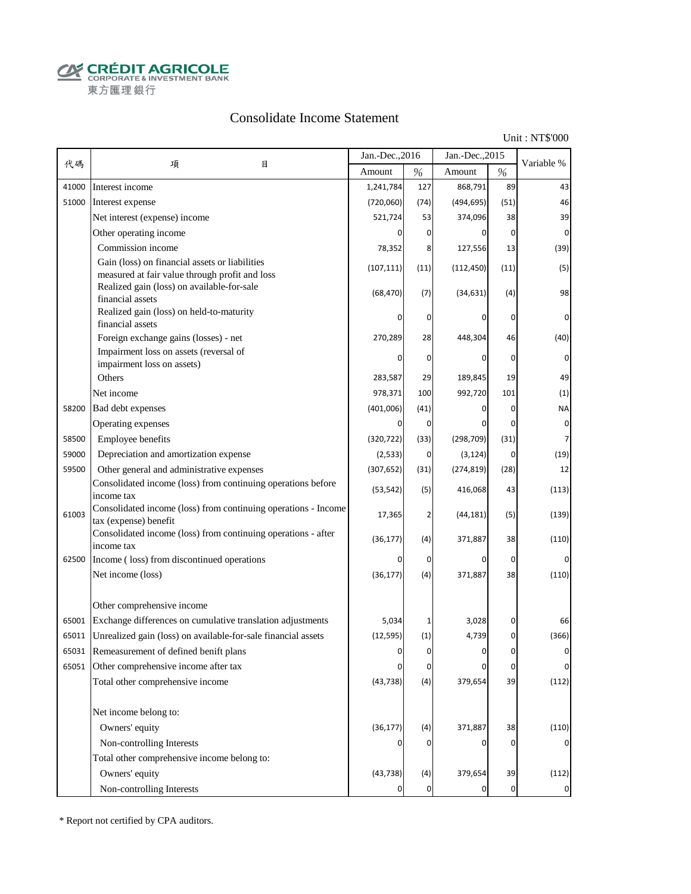CRÉDIT AGRICOLE
CORPORATE & INVESTMENT BANK
東方匯理銀行

# Consolidate Income Statement

Unit : NT$'000

| 代碼 | 項　　　　目 | Jan.-Dec.,2016 | | Jan.-Dec.,2015 | | Variable % |
|---|---|---|---|---|---|---|
| | | Amount | % | Amount | % | |
| 41000 | Interest income | 1,241,784 | 127 | 868,791 | 89 | 43 |
| 51000 | Interest expense | (720,060) | (74) | (494,695) | (51) | 46 |
| | Net interest (expense) income | 521,724 | 53 | 374,096 | 38 | 39 |
| | Other operating income | 0 | 0 | 0 | 0 | 0 |
| | Commission income | 78,352 | 8 | 127,556 | 13 | (39) |
| | Gain (loss) on financial assets or liabilities measured at fair value through profit and loss | (107,111) | (11) | (112,450) | (11) | (5) |
| | Realized gain (loss) on available-for-sale financial assets | (68,470) | (7) | (34,631) | (4) | 98 |
| | Realized gain (loss) on held-to-maturity financial assets | 0 | 0 | 0 | 0 | 0 |
| | Foreign exchange gains (losses) - net | 270,289 | 28 | 448,304 | 46 | (40) |
| | Impairment loss on assets (reversal of impairment loss on assets) | 0 | 0 | 0 | 0 | 0 |
| | Others | 283,587 | 29 | 189,845 | 19 | 49 |
| | Net income | 978,371 | 100 | 992,720 | 101 | (1) |
| 58200 | Bad debt expenses | (401,006) | (41) | 0 | 0 | NA |
| | Operating expenses | 0 | 0 | 0 | 0 | 0 |
| 58500 | Employee benefits | (320,722) | (33) | (298,709) | (31) | 7 |
| 59000 | Depreciation and amortization expense | (2,533) | 0 | (3,124) | 0 | (19) |
| 59500 | Other general and administrative expenses | (307,652) | (31) | (274,819) | (28) | 12 |
| | Consolidated income (loss) from continuing operations before income tax | (53,542) | (5) | 416,068 | 43 | (113) |
| 61003 | Consolidated income (loss) from continuing operations - Income tax (expense) benefit | 17,365 | 2 | (44,181) | (5) | (139) |
| | Consolidated income (loss) from continuing operations - after income tax | (36,177) | (4) | 371,887 | 38 | (110) |
| 62500 | Income ( loss) from discontinued operations | 0 | 0 | 0 | 0 | 0 |
| | Net income (loss) | (36,177) | (4) | 371,887 | 38 | (110) |
| | | | | | | |
| | Other comprehensive income | | | | | |
| 65001 | Exchange differences on cumulative translation adjustments | 5,034 | 1 | 3,028 | 0 | 66 |
| 65011 | Unrealized gain (loss) on available-for-sale financial assets | (12,595) | (1) | 4,739 | 0 | (366) |
| 65031 | Remeasurement of defined benift plans | 0 | 0 | 0 | 0 | 0 |
| 65051 | Other comprehensive income after tax | 0 | 0 | 0 | 0 | 0 |
| | Total other comprehensive income | (43,738) | (4) | 379,654 | 39 | (112) |
| | | | | | | |
| | Net income belong to: | | | | | |
| | Owners' equity | (36,177) | (4) | 371,887 | 38 | (110) |
| | Non-controlling Interests | 0 | 0 | 0 | 0 | 0 |
| | Total other comprehensive income belong to: | | | | | |
| | Owners' equity | (43,738) | (4) | 379,654 | 39 | (112) |
| | Non-controlling Interests | 0 | 0 | 0 | 0 | 0 |

* Report not certified by CPA auditors.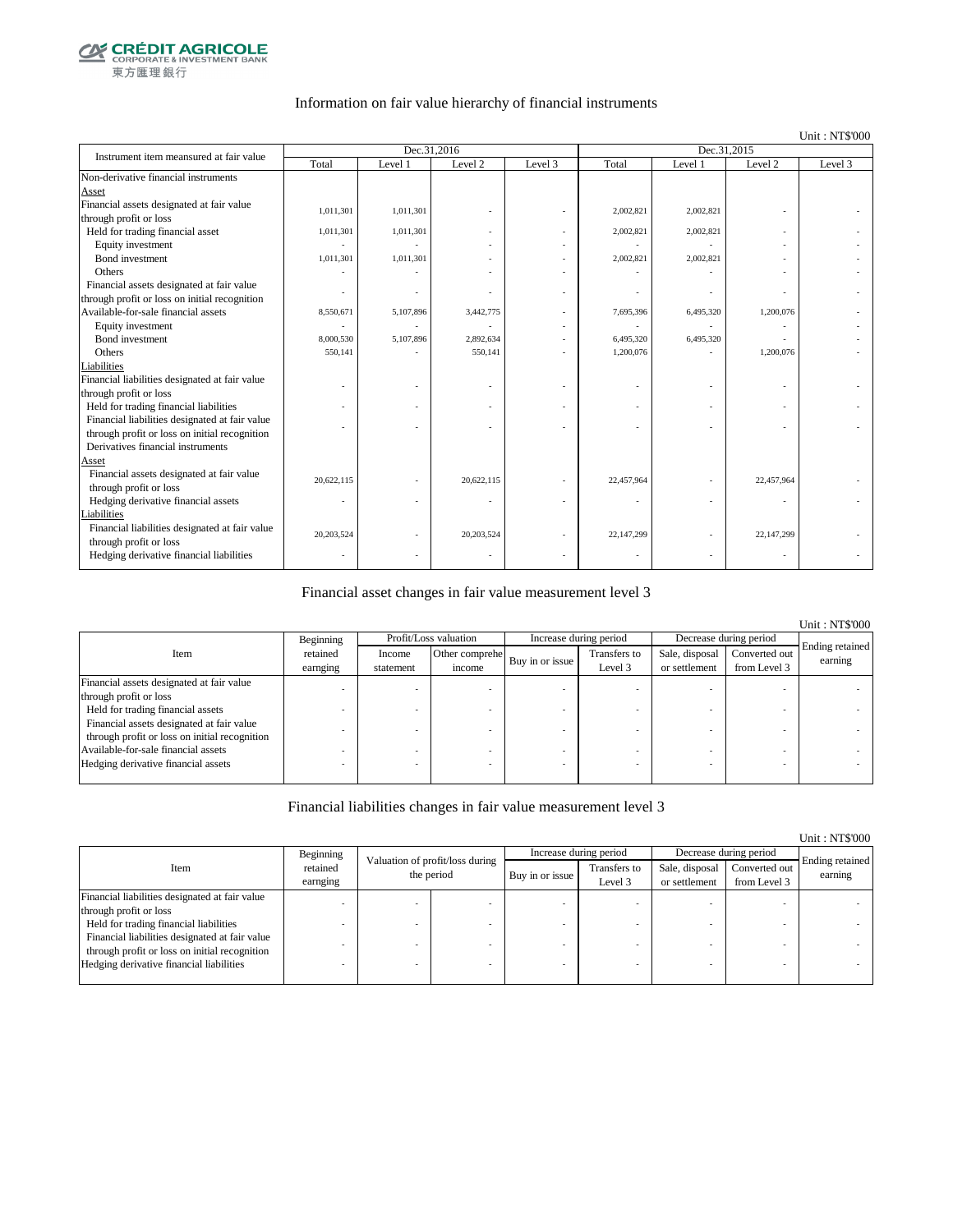CRÉDIT AGRICOLE
CORPORATE & INVESTMENT BANK
東方匯理銀行

## Information on fair value hierarchy of financial instruments

Unit : NT$'000

| Instrument item measured at fair value | Dec.31,2016 | | | | Dec.31,2015 | | | |
|---|---|---|---|---|---|---|---|---|
| | Total | Level 1 | Level 2 | Level 3 | Total | Level 1 | Level 2 | Level 3 |
| Non-derivative financial instruments | | | | | | | | |
| Asset | | | | | | | | |
| Financial assets designated at fair value through profit or loss | 1,011,301 | 1,011,301 | - | - | 2,002,821 | 2,002,821 | - | - |
| Held for trading financial asset | 1,011,301 | 1,011,301 | - | - | 2,002,821 | 2,002,821 | - | - |
| Equity investment | - | - | - | - | - | - | - | - |
| Bond investment | 1,011,301 | 1,011,301 | - | - | 2,002,821 | 2,002,821 | - | - |
| Others | - | - | - | - | - | - | - | - |
| Financial assets designated at fair value through profit or loss on initial recognition | - | - | - | - | - | - | - | - |
| Available-for-sale financial assets | 8,550,671 | 5,107,896 | 3,442,775 | - | 7,695,396 | 6,495,320 | 1,200,076 | - |
| Equity investment | - | - | - | - | - | - | - | - |
| Bond investment | 8,000,530 | 5,107,896 | 2,892,634 | - | 6,495,320 | 6,495,320 | - | - |
| Others | 550,141 | - | 550,141 | - | 1,200,076 | - | 1,200,076 | - |
| Liabilities | | | | | | | | |
| Financial liabilities designated at fair value through profit or loss | - | - | - | - | - | - | - | - |
| Held for trading financial liabilities | - | - | - | - | - | - | - | - |
| Financial liabilities designated at fair value through profit or loss on initial recognition | - | - | - | - | - | - | - | - |
| Derivatives financial instruments | | | | | | | | |
| Asset | | | | | | | | |
| Financial assets designated at fair value through profit or loss | 20,622,115 | - | 20,622,115 | - | 22,457,964 | - | 22,457,964 | - |
| Hedging derivative financial assets | - | - | - | - | - | - | - | - |
| Liabilities | | | | | | | | |
| Financial liabilities designated at fair value through profit or loss | 20,203,524 | - | 20,203,524 | - | 22,147,299 | - | 22,147,299 | - |
| Hedging derivative financial liabilities | - | - | - | - | - | - | - | - |

## Financial asset changes in fair value measurement level 3

Unit : NT$'000

| Item | Beginning retained earnging | Profit/Loss valuation | | Increase during period | | Decrease during period | | Ending retained earning |
|---|---|---|---|---|---|---|---|---|
| | | Income statement | Other comprehe income | Buy in or issue | Transfers to Level 3 | Sale, disposal or settlement | Converted out from Level 3 | |
| Financial assets designated at fair value through profit or loss | - | - | - | - | - | - | - | - |
| Held for trading financial assets | - | - | - | - | - | - | - | - |
| Financial assets designated at fair value through profit or loss on initial recognition | - | - | - | - | - | - | - | - |
| Available-for-sale financial assets | - | - | - | - | - | - | - | - |
| Hedging derivative financial assets | - | - | - | - | - | - | - | - |

## Financial liabilities changes in fair value measurement level 3

Unit : NT$'000

| Item | Beginning retained earnging | Valuation of profit/loss during the period | | Increase during period | | Decrease during period | | Ending retained earning |
|---|---|---|---|---|---|---|---|---|
| | | | | Buy in or issue | Transfers to Level 3 | Sale, disposal or settlement | Converted out from Level 3 | |
| Financial liabilities designated at fair value through profit or loss | - | - | - | - | - | - | - | - |
| Held for trading financial liabilities | - | - | - | - | - | - | - | - |
| Financial liabilities designated at fair value through profit or loss on initial recognition | - | - | - | - | - | - | - | - |
| Hedging derivative financial liabilities | - | - | - | - | - | - | - | - |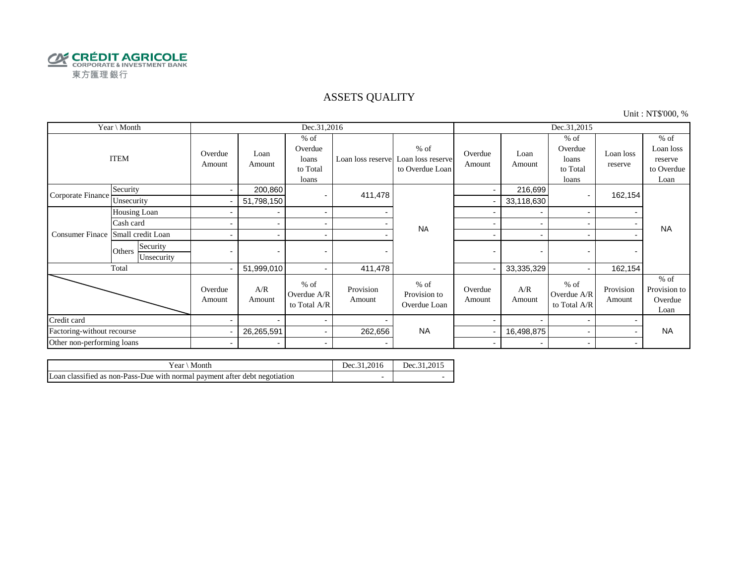CRÉDIT AGRICOLE
CORPORATE & INVESTMENT BANK
東方匯理銀行

# ASSETS QUALITY

Unit : NT$'000, %

| Year \ Month | | | Dec.31,2016 | | | | | Dec.31,2015 | | | | |
|---|---|---|---|---|---|---|---|---|---|---|---|---|
| ITEM | | | Overdue Amount | Loan Amount | % of Overdue loans to Total loans | Loan loss reserve | % of Loan loss reserve to Overdue Loan | Overdue Amount | Loan Amount | % of Overdue loans to Total loans | Loan loss reserve | % of Loan loss reserve to Overdue Loan |
| Corporate Finance | Security | | - | 200,860 | - | 411,478 | NA | - | 216,699 | - | 162,154 | NA |
| | Unsecurity | | - | 51,798,150 | | | | - | 33,118,630 | | | |
| Consumer Finace | Housing Loan | | - | - | - | - | | - | - | - | - | |
| | Cash card | | - | - | - | - | | - | - | - | - | |
| | Small credit Loan | | - | - | - | - | | - | - | - | - | |
| | Others | Security | - | - | - | - | | - | - | - | - | |
| | | Unsecurity | | | | | | | | | | |
| Total | | | - | 51,999,010 | - | 411,478 | | - | 33,335,329 | - | 162,154 | |
| | | | Overdue Amount | A/R Amount | % of Overdue A/R to Total A/R | Provision Amount | % of Provision to Overdue Loan | Overdue Amount | A/R Amount | % of Overdue A/R to Total A/R | Provision Amount | % of Provision to Overdue Loan |
| Credit card | | | - | - | - | - | NA | - | - | - | - | NA |
| Factoring-without recourse | | | - | 26,265,591 | - | 262,656 | | - | 16,498,875 | - | - | |
| Other non-performing loans | | | - | - | - | - | | - | - | - | - | |

| Year \ Month | Dec.31,2016 | Dec.31,2015 |
|---|---|---|
| Loan classified as non-Pass-Due with normal payment after debt negotiation | - | - |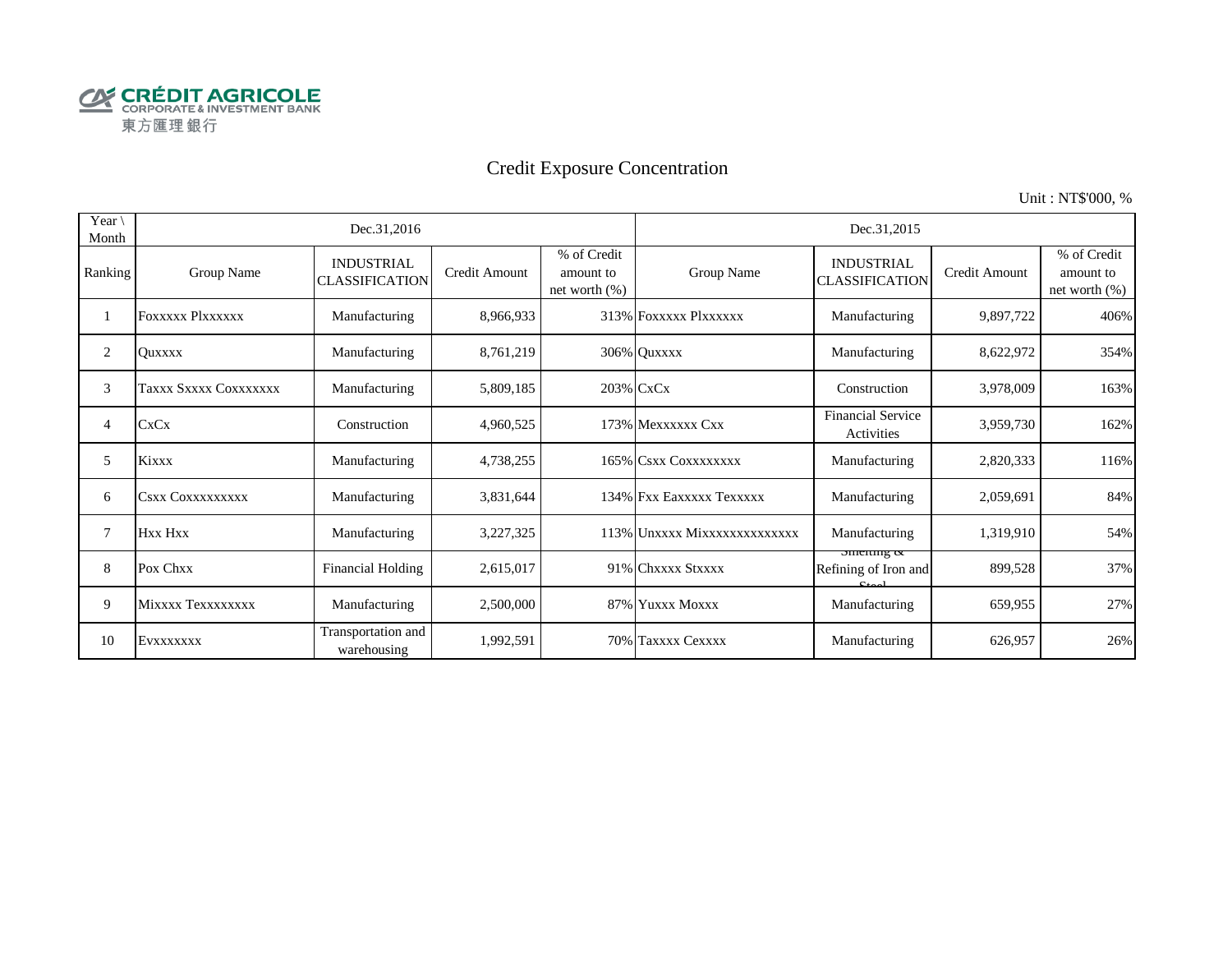CRÉDIT AGRICOLE
CORPORATE & INVESTMENT BANK
東方匯理銀行

# Credit Exposure Concentration

Unit : NT$'000, %

| Year \ Month | Dec.31,2016 | | | | Dec.31,2015 | | | |
|---|---|---|---|---|---|---|---|---|
| Ranking | Group Name | INDUSTRIAL CLASSIFICATION | Credit Amount | % of Credit amount to net worth (%) | Group Name | INDUSTRIAL CLASSIFICATION | Credit Amount | % of Credit amount to net worth (%) |
| 1 | Foxxxxx Plxxxxxx | Manufacturing | 8,966,933 | 313% | Foxxxxx Plxxxxxx | Manufacturing | 9,897,722 | 406% |
| 2 | Quxxxx | Manufacturing | 8,761,219 | 306% | Quxxxx | Manufacturing | 8,622,972 | 354% |
| 3 | Taxxx Sxxxx Coxxxxxxx | Manufacturing | 5,809,185 | 203% | CxCx | Construction | 3,978,009 | 163% |
| 4 | CxCx | Construction | 4,960,525 | 173% | Mexxxxxx Cxx | Financial Service Activities | 3,959,730 | 162% |
| 5 | Kixxx | Manufacturing | 4,738,255 | 165% | Csxx Coxxxxxxxx | Manufacturing | 2,820,333 | 116% |
| 6 | Csxx Coxxxxxxxxx | Manufacturing | 3,831,644 | 134% | Fxx Eaxxxxx Texxxxx | Manufacturing | 2,059,691 | 84% |
| 7 | Hxx Hxx | Manufacturing | 3,227,325 | 113% | Unxxxx Mixxxxxxxxxxxxxx | Manufacturing | 1,319,910 | 54% |
| 8 | Pox Chxx | Financial Holding | 2,615,017 | 91% | Chxxxx Stxxxx | Smelting & Refining of Iron and Steel | 899,528 | 37% |
| 9 | Mixxxx Texxxxxxxx | Manufacturing | 2,500,000 | 87% | Yuxxx Moxxx | Manufacturing | 659,955 | 27% |
| 10 | Evxxxxxxx | Transportation and warehousing | 1,992,591 | 70% | Taxxxx Cexxxx | Manufacturing | 626,957 | 26% |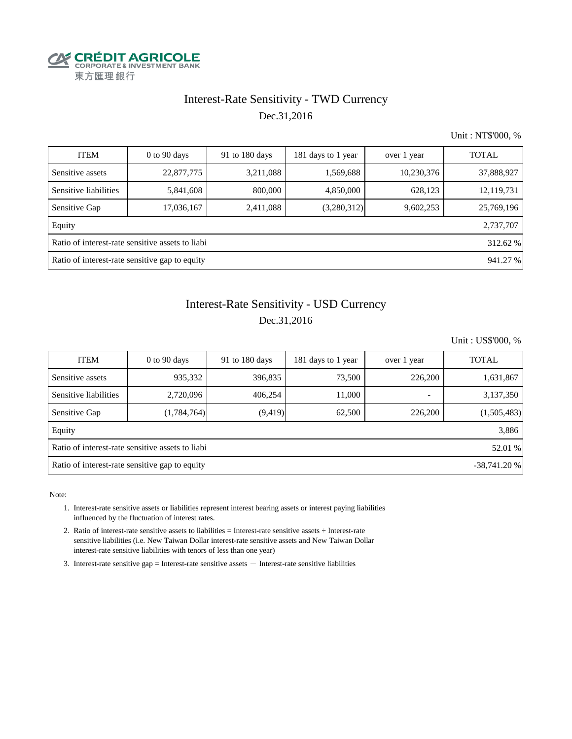CRÉDIT AGRICOLE
CORPORATE & INVESTMENT BANK
東方匯理銀行

# Interest-Rate Sensitivity - TWD Currency

Dec.31,2016

Unit : NT$'000, %

| ITEM | 0 to 90 days | 91 to 180 days | 181 days to 1 year | over 1 year | TOTAL |
|---|---|---|---|---|---|
| Sensitive assets | 22,877,775 | 3,211,088 | 1,569,688 | 10,230,376 | 37,888,927 |
| Sensitive liabilities | 5,841,608 | 800,000 | 4,850,000 | 628,123 | 12,119,731 |
| Sensitive Gap | 17,036,167 | 2,411,088 | (3,280,312) | 9,602,253 | 25,769,196 |
| Equity | | | | | 2,737,707 |
| Ratio of interest-rate sensitive assets to liabi | | | | | 312.62 % |
| Ratio of interest-rate sensitive gap to equity | | | | | 941.27 % |

# Interest-Rate Sensitivity - USD Currency

Dec.31,2016

Unit : US$'000, %

| ITEM | 0 to 90 days | 91 to 180 days | 181 days to 1 year | over 1 year | TOTAL |
|---|---|---|---|---|---|
| Sensitive assets | 935,332 | 396,835 | 73,500 | 226,200 | 1,631,867 |
| Sensitive liabilities | 2,720,096 | 406,254 | 11,000 | - | 3,137,350 |
| Sensitive Gap | (1,784,764) | (9,419) | 62,500 | 226,200 | (1,505,483) |
| Equity | | | | | 3,886 |
| Ratio of interest-rate sensitive assets to liabi | | | | | 52.01 % |
| Ratio of interest-rate sensitive gap to equity | | | | | -38,741.20 % |

Note:

1. Interest-rate sensitive assets or liabilities represent interest bearing assets or interest paying liabilities influenced by the fluctuation of interest rates.
2. Ratio of interest-rate sensitive assets to liabilities = Interest-rate sensitive assets ÷ Interest-rate sensitive liabilities (i.e. New Taiwan Dollar interest-rate sensitive assets and New Taiwan Dollar interest-rate sensitive liabilities with tenors of less than one year)
3. Interest-rate sensitive gap = Interest-rate sensitive assets － Interest-rate sensitive liabilities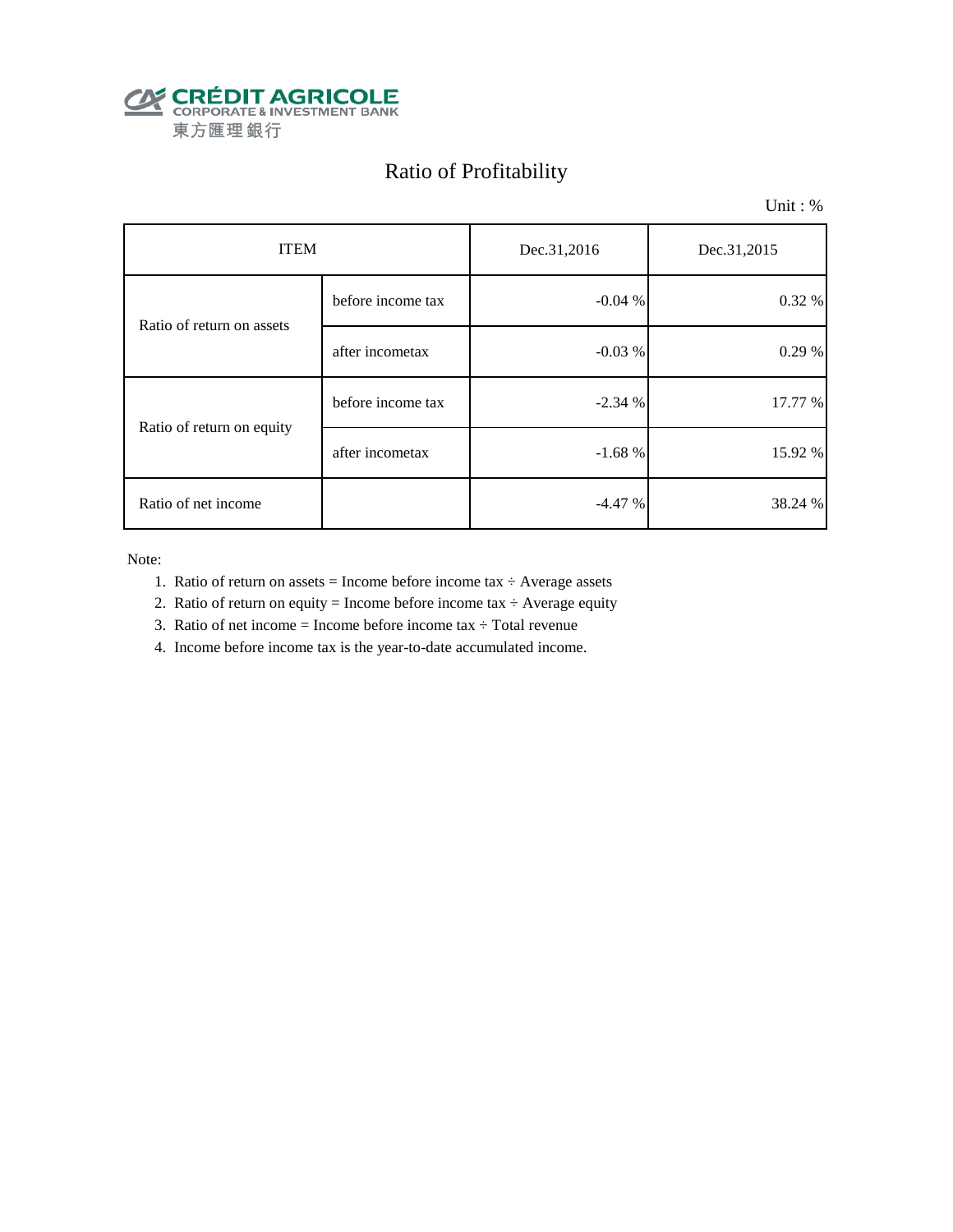CRÉDIT AGRICOLE
CORPORATE & INVESTMENT BANK
東方匯理銀行

# Ratio of Profitability

Unit : %

| ITEM | | Dec.31,2016 | Dec.31,2015 |
|---|---|---|---|
| Ratio of return on assets | before income tax | -0.04 % | 0.32 % |
| | after incometax | -0.03 % | 0.29 % |
| Ratio of return on equity | before income tax | -2.34 % | 17.77 % |
| | after incometax | -1.68 % | 15.92 % |
| Ratio of net income | | -4.47 % | 38.24 % |

Note:

1. Ratio of return on assets = Income before income tax ÷ Average assets
2. Ratio of return on equity = Income before income tax ÷ Average equity
3. Ratio of net income = Income before income tax ÷ Total revenue
4. Income before income tax is the year-to-date accumulated income.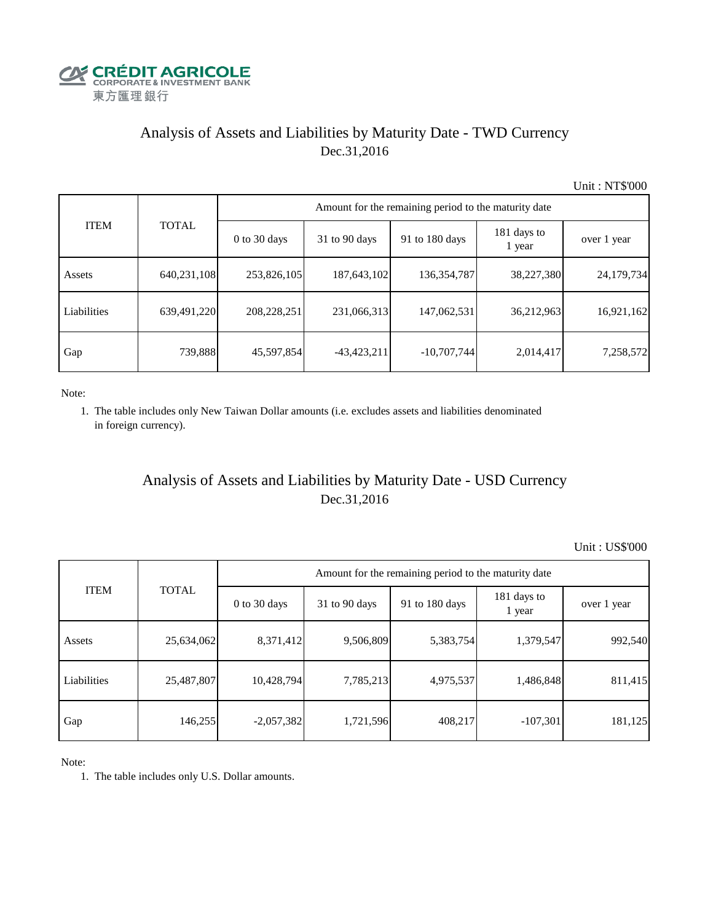CRÉDIT AGRICOLE
CORPORATE & INVESTMENT BANK
東方匯理銀行

# Analysis of Assets and Liabilities by Maturity Date - TWD Currency
Dec.31,2016

Unit : NT$'000

| ITEM | TOTAL | Amount for the remaining period to the maturity date | | | | |
|---|---|---|---|---|---|---|
| | | 0 to 30 days | 31 to 90 days | 91 to 180 days | 181 days to 1 year | over 1 year |
| Assets | 640,231,108 | 253,826,105 | 187,643,102 | 136,354,787 | 38,227,380 | 24,179,734 |
| Liabilities | 639,491,220 | 208,228,251 | 231,066,313 | 147,062,531 | 36,212,963 | 16,921,162 |
| Gap | 739,888 | 45,597,854 | -43,423,211 | -10,707,744 | 2,014,417 | 7,258,572 |

Note:

1. The table includes only New Taiwan Dollar amounts (i.e. excludes assets and liabilities denominated in foreign currency).

# Analysis of Assets and Liabilities by Maturity Date - USD Currency
Dec.31,2016

Unit : US$'000

| ITEM | TOTAL | Amount for the remaining period to the maturity date | | | | |
|---|---|---|---|---|---|---|
| | | 0 to 30 days | 31 to 90 days | 91 to 180 days | 181 days to 1 year | over 1 year |
| Assets | 25,634,062 | 8,371,412 | 9,506,809 | 5,383,754 | 1,379,547 | 992,540 |
| Liabilities | 25,487,807 | 10,428,794 | 7,785,213 | 4,975,537 | 1,486,848 | 811,415 |
| Gap | 146,255 | -2,057,382 | 1,721,596 | 408,217 | -107,301 | 181,125 |

Note:

1. The table includes only U.S. Dollar amounts.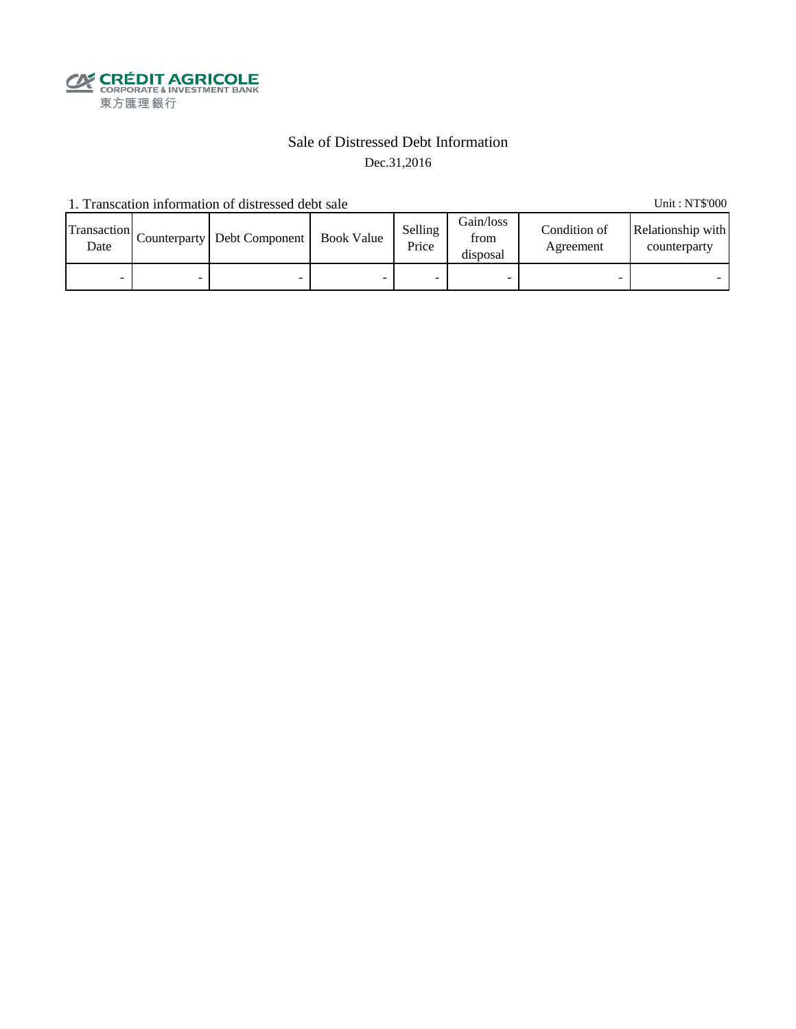CRÉDIT AGRICOLE
CORPORATE & INVESTMENT BANK
東方匯理銀行

# Sale of Distressed Debt Information

Dec.31,2016

1. Transcation information of distressed debt sale

Unit : NT$'000

| Transaction Date | Counterparty | Debt Component | Book Value | Selling Price | Gain/loss from disposal | Condition of Agreement | Relationship with counterparty |
|---|---|---|---|---|---|---|---|
| - | - | - | - | - | - | - | - |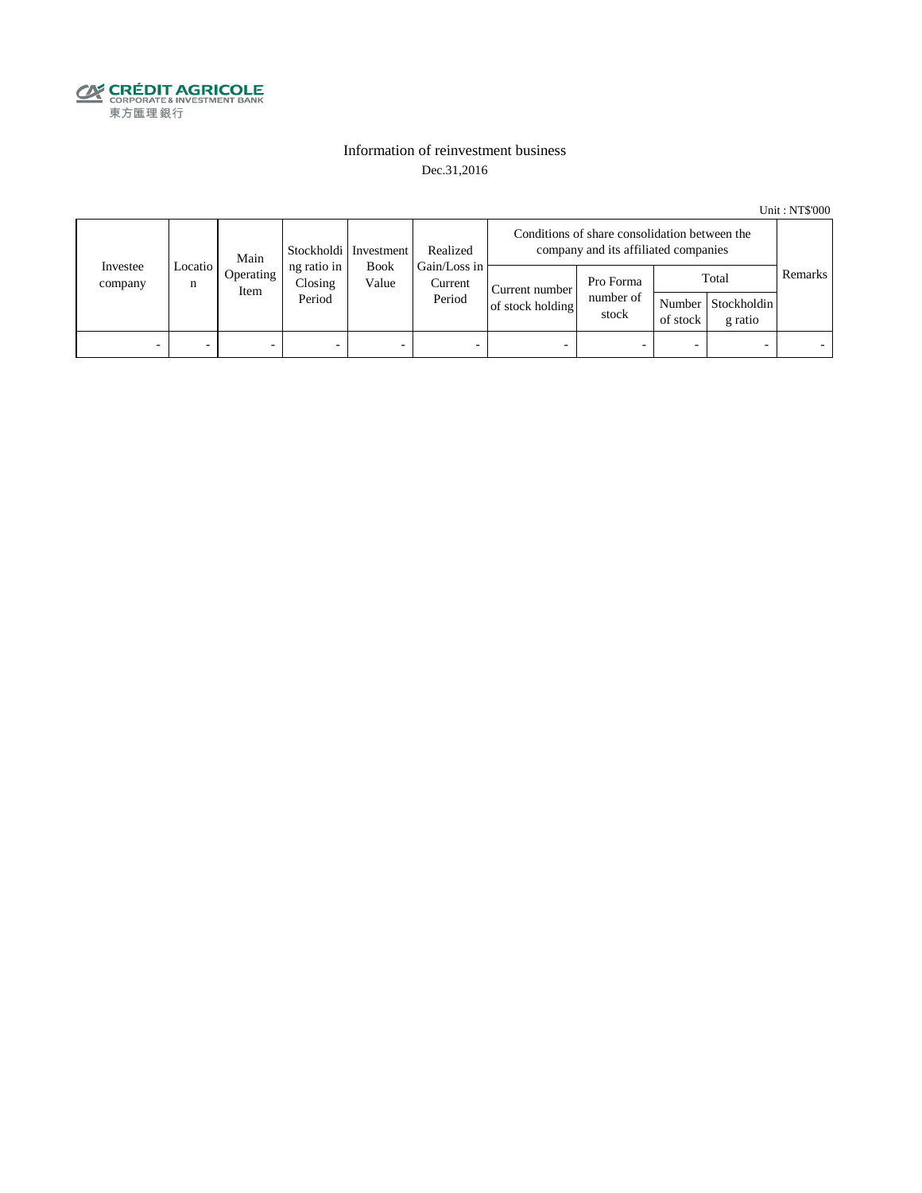CRÉDIT AGRICOLE
CORPORATE & INVESTMENT BANK
東方匯理銀行

# Information of reinvestment business

Dec.31,2016

Unit : NT$'000

| Investee company | Location | Main Operating Item | Stockholding ratio in Closing Period | Investment Book Value | Realized Gain/Loss in Current Period | Conditions of share consolidation between the company and its affiliated companies | | | | Remarks |
|---|---|---|---|---|---|---|---|---|---|---|
| | | | | | | Current number of stock holding | Pro Forma number of stock | Total | | |
| | | | | | | | | Number of stock | Stockholding ratio | |
| - | - | - | - | - | - | - | - | - | - | - |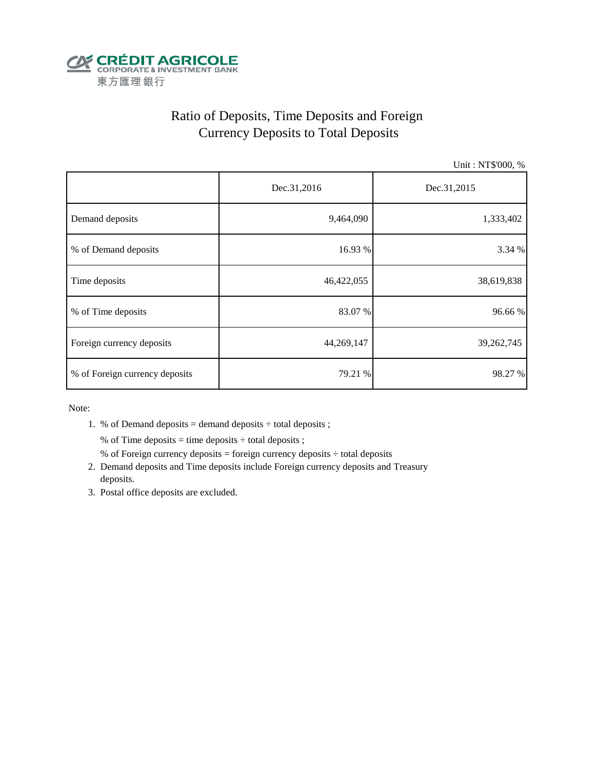CRÉDIT AGRICOLE
CORPORATE & INVESTMENT BANK
東方匯理銀行

# Ratio of Deposits, Time Deposits and Foreign Currency Deposits to Total Deposits

Unit : NT$'000, %

| | Dec.31,2016 | Dec.31,2015 |
|---|---|---|
| Demand deposits | 9,464,090 | 1,333,402 |
| % of Demand deposits | 16.93 % | 3.34 % |
| Time deposits | 46,422,055 | 38,619,838 |
| % of Time deposits | 83.07 % | 96.66 % |
| Foreign currency deposits | 44,269,147 | 39,262,745 |
| % of Foreign currency deposits | 79.21 % | 98.27 % |

Note:

1. % of Demand deposits = demand deposits ÷ total deposits ;

   % of Time deposits = time deposits ÷ total deposits ;

   % of Foreign currency deposits = foreign currency deposits ÷ total deposits
2. Demand deposits and Time deposits include Foreign currency deposits and Treasury deposits.
3. Postal office deposits are excluded.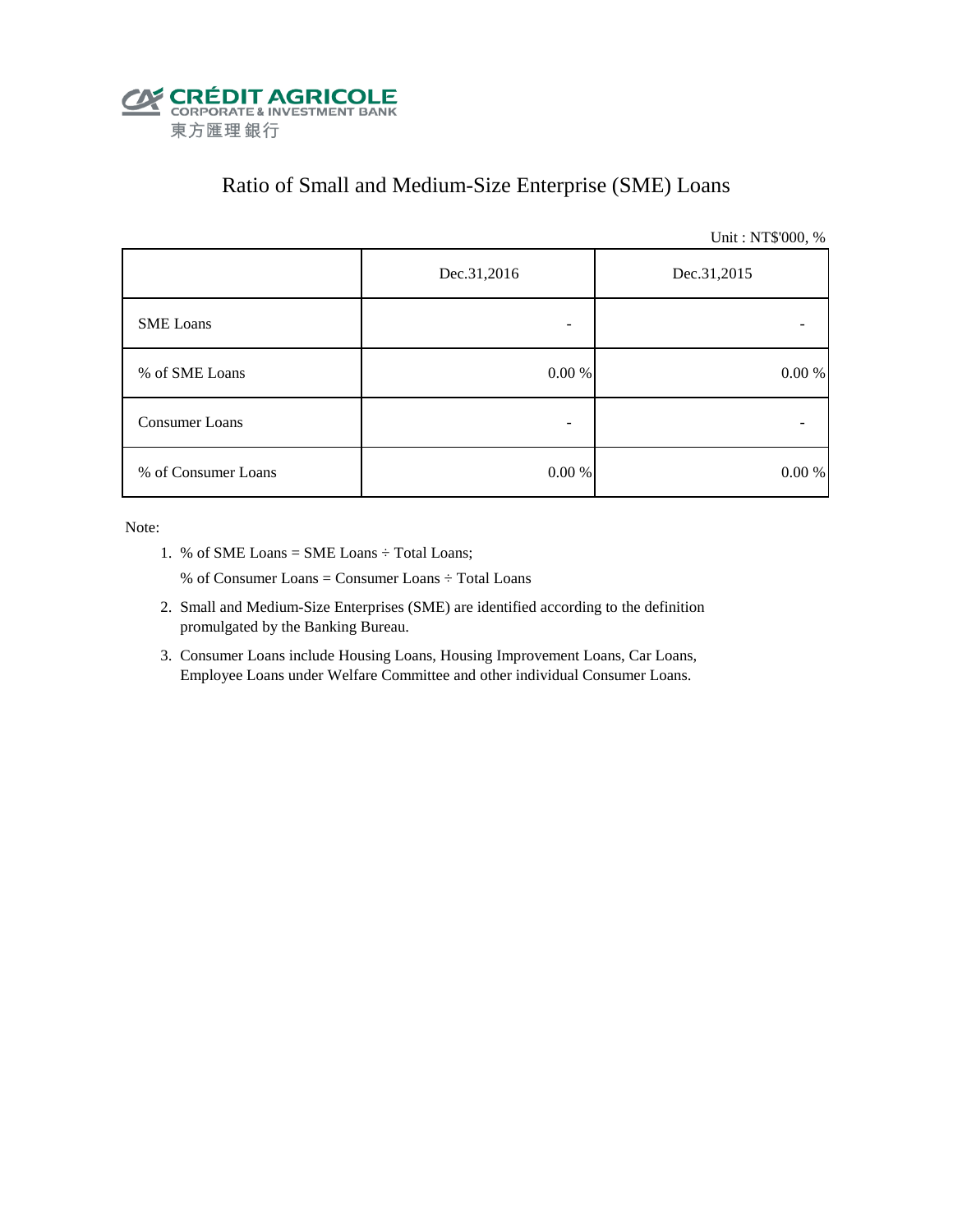CRÉDIT AGRICOLE
CORPORATE & INVESTMENT BANK
東方匯理銀行

# Ratio of Small and Medium-Size Enterprise (SME) Loans

Unit : NT$'000, %

| | Dec.31,2016 | Dec.31,2015 |
|---|---|---|
| SME Loans | - | - |
| % of SME Loans | 0.00 % | 0.00 % |
| Consumer Loans | - | - |
| % of Consumer Loans | 0.00 % | 0.00 % |

Note:

1. % of SME Loans = SME Loans ÷ Total Loans;

   % of Consumer Loans = Consumer Loans ÷ Total Loans

2. Small and Medium-Size Enterprises (SME) are identified according to the definition promulgated by the Banking Bureau.

3. Consumer Loans include Housing Loans, Housing Improvement Loans, Car Loans, Employee Loans under Welfare Committee and other individual Consumer Loans.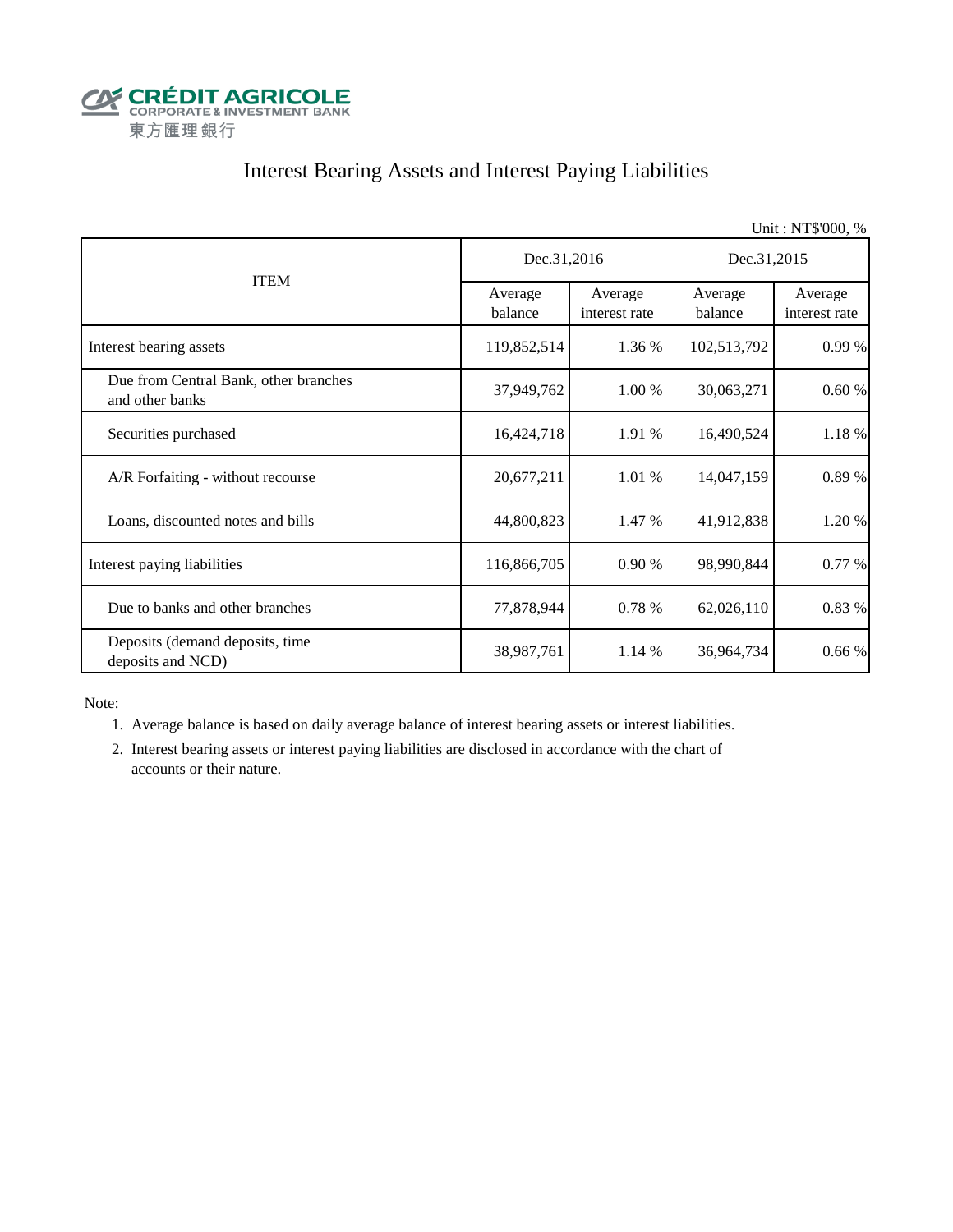CRÉDIT AGRICOLE
CORPORATE & INVESTMENT BANK
東方匯理銀行

# Interest Bearing Assets and Interest Paying Liabilities

Unit : NT$'000, %

| ITEM | Dec.31,2016 | | Dec.31,2015 | |
|---|---|---|---|---|
| | Average balance | Average interest rate | Average balance | Average interest rate |
| Interest bearing assets | 119,852,514 | 1.36 % | 102,513,792 | 0.99 % |
| Due from Central Bank, other branches and other banks | 37,949,762 | 1.00 % | 30,063,271 | 0.60 % |
| Securities purchased | 16,424,718 | 1.91 % | 16,490,524 | 1.18 % |
| A/R Forfaiting - without recourse | 20,677,211 | 1.01 % | 14,047,159 | 0.89 % |
| Loans, discounted notes and bills | 44,800,823 | 1.47 % | 41,912,838 | 1.20 % |
| Interest paying liabilities | 116,866,705 | 0.90 % | 98,990,844 | 0.77 % |
| Due to banks and other branches | 77,878,944 | 0.78 % | 62,026,110 | 0.83 % |
| Deposits (demand deposits, time deposits and NCD) | 38,987,761 | 1.14 % | 36,964,734 | 0.66 % |

Note:

1. Average balance is based on daily average balance of interest bearing assets or interest liabilities.
2. Interest bearing assets or interest paying liabilities are disclosed in accordance with the chart of accounts or their nature.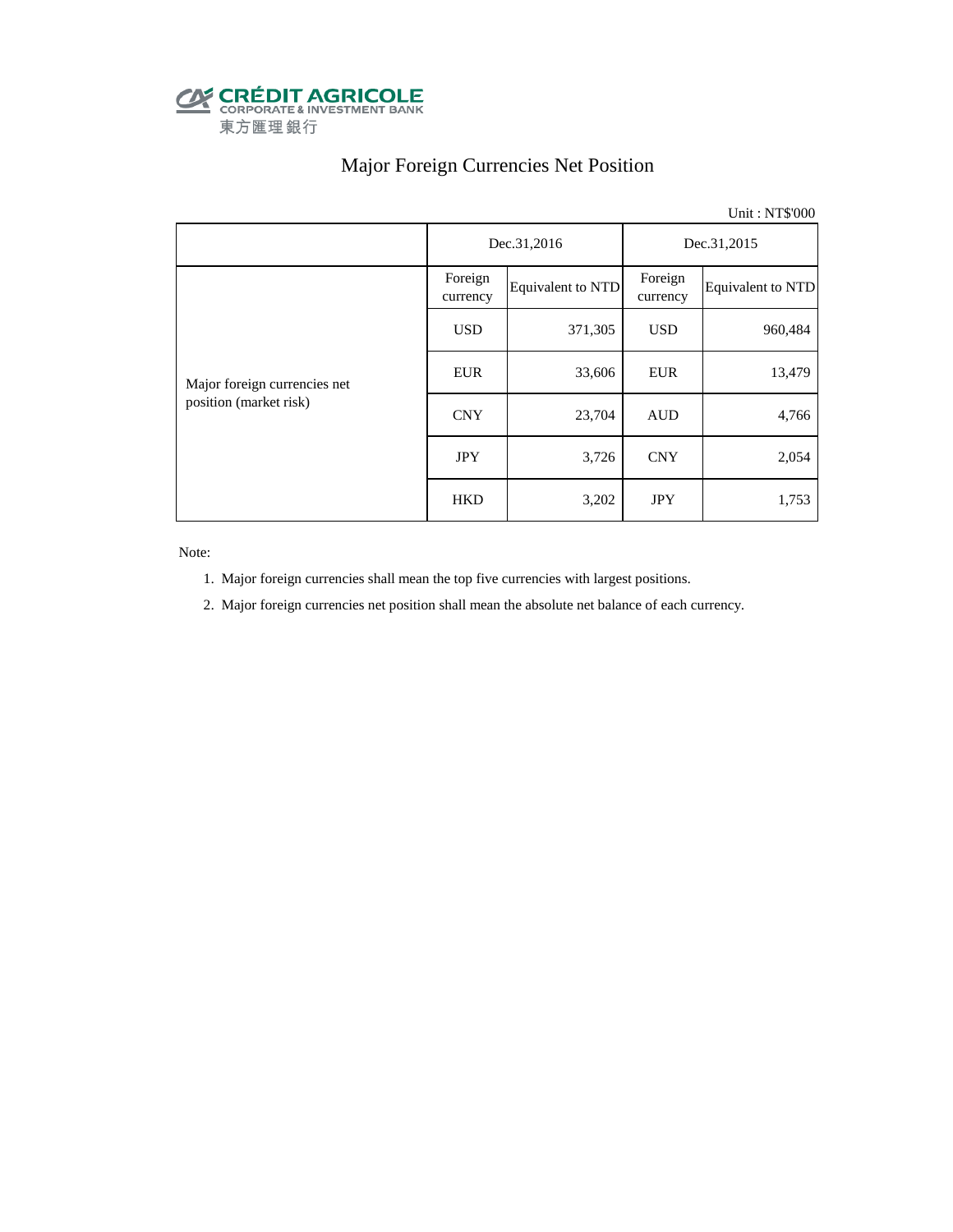CRÉDIT AGRICOLE
CORPORATE & INVESTMENT BANK
東方匯理銀行

# Major Foreign Currencies Net Position

Unit : NT$'000

| | Dec.31,2016 | | Dec.31,2015 | |
|---|---|---|---|---|
| | Foreign currency | Equivalent to NTD | Foreign currency | Equivalent to NTD |
| Major foreign currencies net position (market risk) | USD | 371,305 | USD | 960,484 |
| | EUR | 33,606 | EUR | 13,479 |
| | CNY | 23,704 | AUD | 4,766 |
| | JPY | 3,726 | CNY | 2,054 |
| | HKD | 3,202 | JPY | 1,753 |

Note:

1. Major foreign currencies shall mean the top five currencies with largest positions.
2. Major foreign currencies net position shall mean the absolute net balance of each currency.